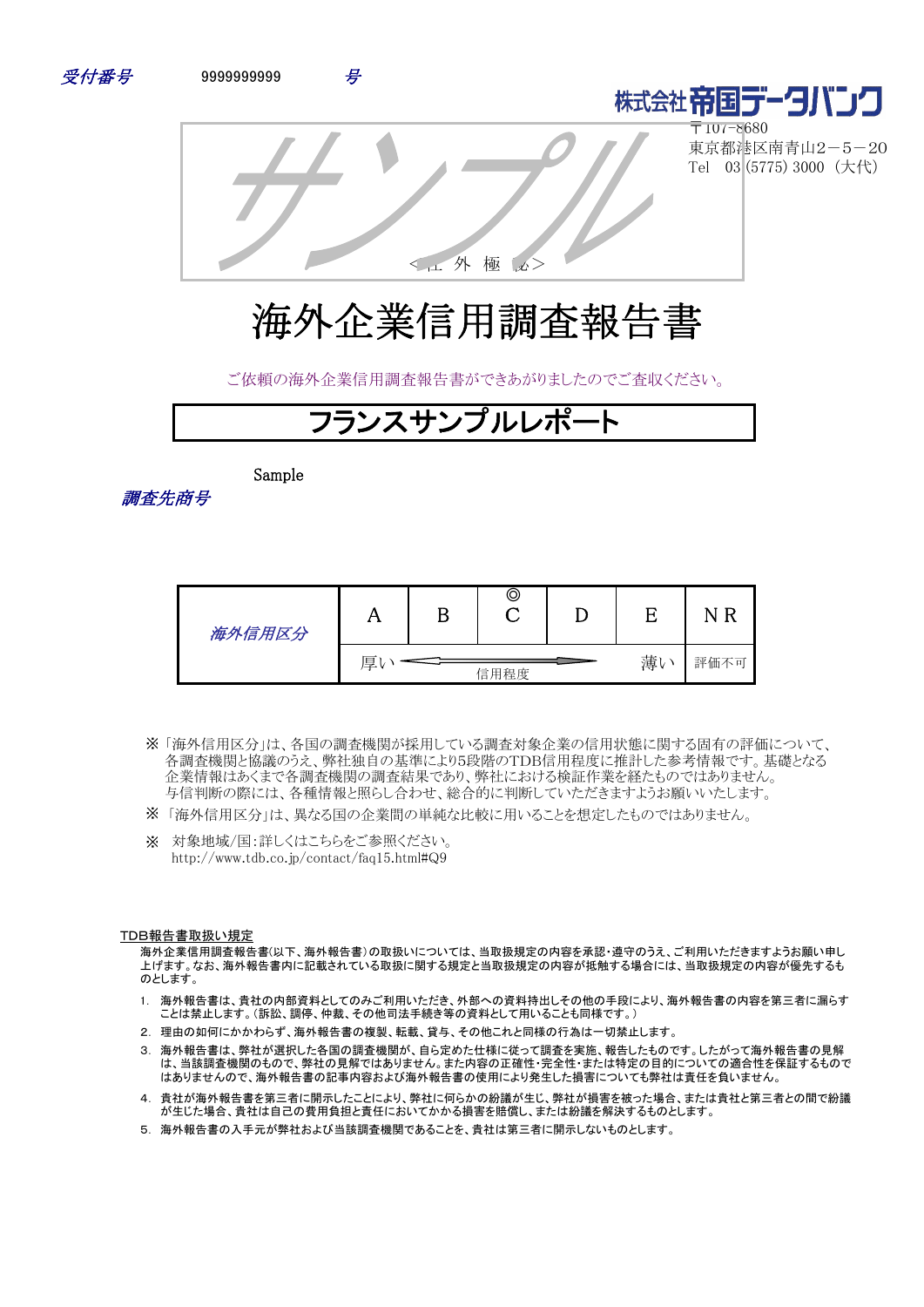受付番号　9999999999　号

株式会社帝国データバンク
〒107-8680
東京都港区南青山2－5－20
Tel　03 (5775) 3000（大代）

サンプル

＜社 外 極 秘＞

# 海外企業信用調査報告書

ご依頼の海外企業信用調査報告書ができあがりましたのでご査収ください。

## フランスサンプルレポート

調査先商号　Sample

| 海外信用区分 | A | B | ◎ C | D | E | NR |
|---|---|---|---|---|---|---|
| | 厚い ← 信用程度 → | | | | 薄い | 評価不可 |

※「海外信用区分」は、各国の調査機関が採用している調査対象企業の信用状態に関する固有の評価について、各調査機関と協議のうえ、弊社独自の基準により5段階のTDB信用程度に推計した参考情報です。基礎となる企業情報はあくまで各調査機関の調査結果であり、弊社における検証作業を経たものではありません。与信判断の際には、各種情報と照らし合わせ、総合的に判断していただきますようお願いいたします。

※「海外信用区分」は、異なる国の企業間の単純な比較に用いることを想定したものではありません。

※　対象地域/国：詳しくはこちらをご参照ください。
http://www.tdb.co.jp/contact/faq15.html#Q9

### TDB報告書取扱い規定

海外企業信用調査報告書(以下、海外報告書)の取扱いについては、当取扱規定の内容を承認・遵守のうえ、ご利用いただきますようお願い申し上げます。なお、海外報告書内に記載されている取扱に関する規定と当取扱規定の内容が抵触する場合には、当取扱規定の内容が優先するものとします。

1. 海外報告書は、貴社の内部資料としてのみご利用いただき、外部への資料持出しその他の手段により、海外報告書の内容を第三者に漏らすことは禁止します。(訴訟、調停、仲裁、その他司法手続き等の資料として用いることも同様です。)
2. 理由の如何にかかわらず、海外報告書の複製、転載、貸与、その他これと同様の行為は一切禁止します。
3. 海外報告書は、弊社が選択した各国の調査機関が、自ら定めた仕様に従って調査を実施、報告したものです。したがって海外報告書の見解は、当該調査機関のもので、弊社の見解ではありません。また内容の正確性・完全性・または特定の目的についての適合性を保証するものではありませんので、海外報告書の記事内容および海外報告書の使用により発生した損害についても弊社は責任を負いません。
4. 貴社が海外報告書を第三者に開示したことにより、弊社に何らかの紛議が生じ、弊社が損害を被った場合、または貴社と第三者との間で紛議が生じた場合、貴社は自己の費用負担と責任においてかかる損害を賠償し、または紛議を解決するものとします。
5. 海外報告書の入手元が弊社および当該調査機関であることを、貴社は第三者に開示しないものとします。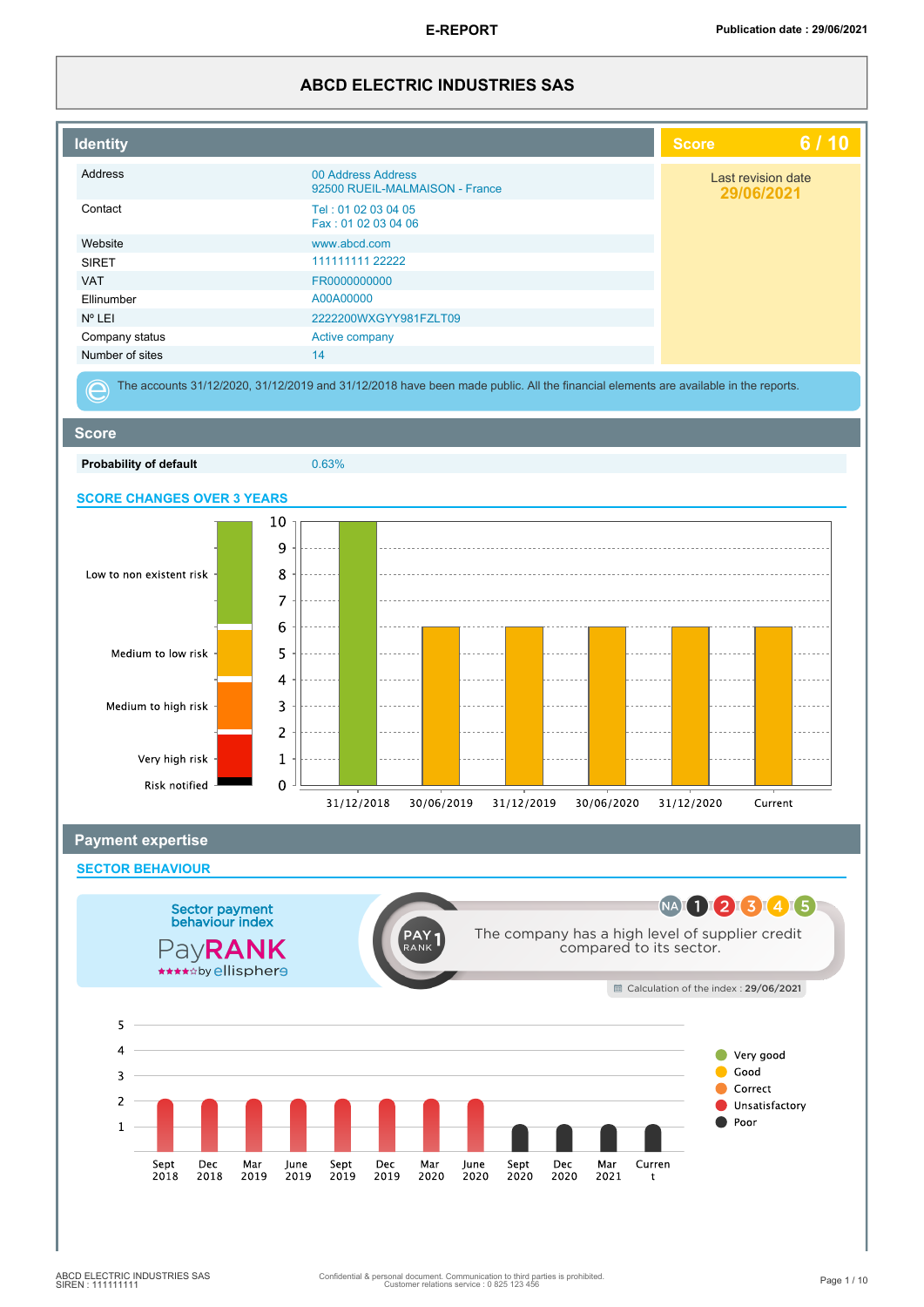E-REPORT

Publication date : 29/06/2021

# ABCD ELECTRIC INDUSTRIES SAS

## Identity

| | |
|---|---|
| Address | 00 Address Address<br>92500 RUEIL-MALMAISON - France |
| Contact | Tel : 01 02 03 04 05<br>Fax : 01 02 03 04 06 |
| Website | www.abcd.com |
| SIRET | 111111111 22222 |
| VAT | FR0000000000 |
| Ellinumber | A00A00000 |
| N° LEI | 2222200WXGYY981FZLT09 |
| Company status | Active company |
| Number of sites | 14 |

**Score 6 / 10**

Last revision date
29/06/2021

The accounts 31/12/2020, 31/12/2019 and 31/12/2018 have been made public. All the financial elements are available in the reports.

## Score

| | |
|---|---|
| **Probability of default** | 0.63% |

### SCORE CHANGES OVER 3 YEARS

Risk scale: Low to non existent risk; Medium to low risk; Medium to high risk; Very high risk; Risk notified

| Date | Score |
|---|---|
| 31/12/2018 | 10 |
| 30/06/2019 | 6 |
| 31/12/2019 | 6 |
| 30/06/2020 | 6 |
| 31/12/2020 | 6 |
| Current | 6 |

## Payment expertise

### SECTOR BEHAVIOUR

Sector payment behaviour index
PayRANK by ellisphere

PAY 1 RANK

NA 1 2 3 4 5

The company has a high level of supplier credit compared to its sector.

Calculation of the index : 29/06/2021

| Period | Value |
|---|---|
| Sept 2018 | 2 |
| Dec 2018 | 2 |
| Mar 2019 | 2 |
| June 2019 | 2 |
| Sept 2019 | 2 |
| Dec 2019 | 2 |
| Mar 2020 | 2 |
| June 2020 | 2 |
| Sept 2020 | 1 |
| Dec 2020 | 1 |
| Mar 2021 | 1 |
| Current | 1 |

Legend: Very good; Good; Correct; Unsatisfactory; Poor

ABCD ELECTRIC INDUSTRIES SAS
SIREN : 111111111

Confidential & personal document. Communication to third parties is prohibited.
Customer relations service : 0 825 123 456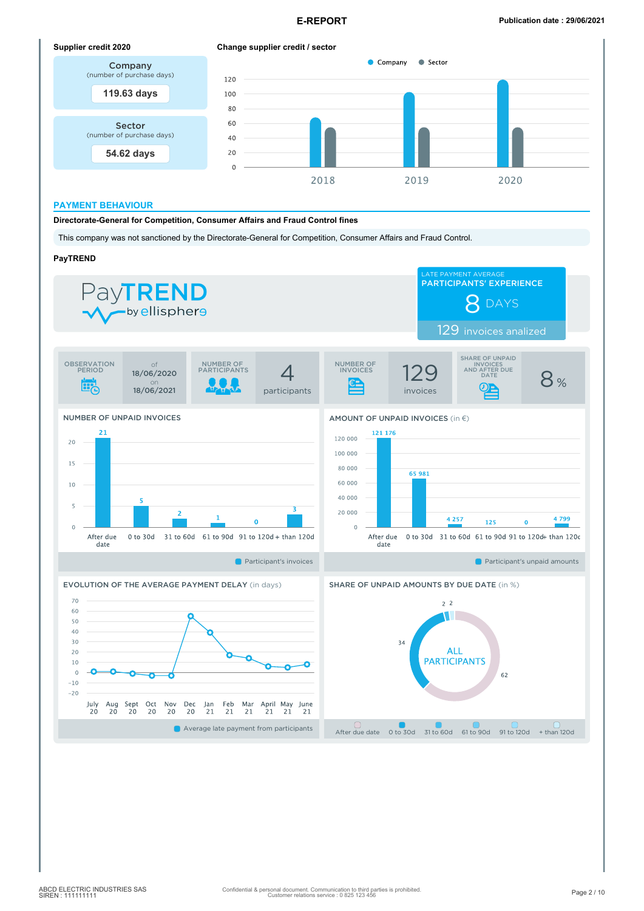# E-REPORT

Publication date : 29/06/2021

## Supplier credit 2020

**Company**
(number of purchase days)
**119.63 days**

**Sector**
(number of purchase days)
**54.62 days**

## Change supplier credit / sector

Company · Sector

| Year | Company | Sector |
|---|---|---|
| 2018 | | |
| 2019 | | |
| 2020 | | |

## PAYMENT BEHAVIOUR

### Directorate-General for Competition, Consumer Affairs and Fraud Control fines

This company was not sanctioned by the Directorate-General for Competition, Consumer Affairs and Fraud Control.

### PayTREND

PayTREND by ellisphere

LATE PAYMENT AVERAGE
**PARTICIPANTS' EXPERIENCE**
**8 DAYS**
129 invoices analized

| OBSERVATION PERIOD | NUMBER OF PARTICIPANTS | NUMBER OF INVOICES | SHARE OF UNPAID INVOICES AND AFTER DUE DATE |
|---|---|---|---|
| of 18/06/2020 on 18/06/2021 | 4 participants | 129 invoices | 8 % |

#### NUMBER OF UNPAID INVOICES

| After due date | 0 to 30d | 31 to 60d | 61 to 90d | 91 to 120d | + than 120d |
|---|---|---|---|---|---|
| 21 | 5 | 2 | 1 | 0 | 3 |

Participant's invoices

#### AMOUNT OF UNPAID INVOICES (in €)

| After due date | 0 to 30d | 31 to 60d | 61 to 90d | 91 to 120d | + than 120d |
|---|---|---|---|---|---|
| 121 176 | 65 981 | 4 257 | 125 | 0 | 4 799 |

Participant's unpaid amounts

#### EVOLUTION OF THE AVERAGE PAYMENT DELAY (in days)

July 20, Aug 20, Sept 20, Oct 20, Nov 20, Dec 20, Jan 21, Feb 21, Mar 21, April 21, May 21, June 21

Average late payment from participants

#### SHARE OF UNPAID AMOUNTS BY DUE DATE (in %)

ALL PARTICIPANTS

62, 34, 2, 2

After due date · 0 to 30d · 31 to 60d · 61 to 90d · 91 to 120d · + than 120d

ABCD ELECTRIC INDUSTRIES SAS
SIREN : 111111111

Confidential & personal document. Communication to third parties is prohibited.
Customer relations service : 0 825 123 456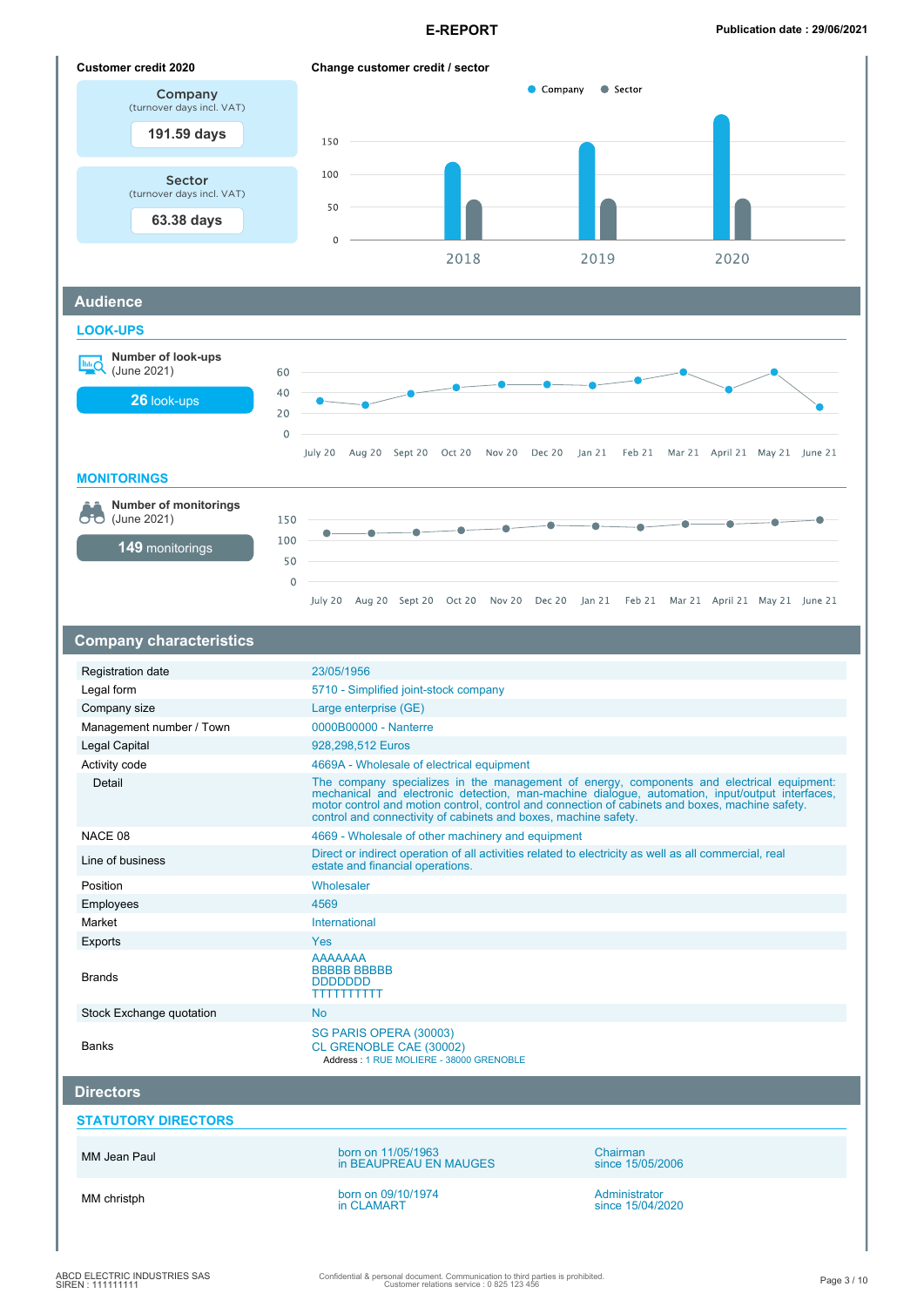**Customer credit 2020**

**Company**
(turnover days incl. VAT)
**191.59 days**

**Sector**
(turnover days incl. VAT)
**63.38 days**

**Change customer credit / sector**

Company · Sector

150
100
50
0

2018 · 2019 · 2020

## Audience

### LOOK-UPS

**Number of look-ups** (June 2021)

**26** look-ups

60
40
20
0

July 20 · Aug 20 · Sept 20 · Oct 20 · Nov 20 · Dec 20 · Jan 21 · Feb 21 · Mar 21 · April 21 · May 21 · June 21

### MONITORINGS

**Number of monitorings** (June 2021)

**149** monitorings

150
100
50
0

July 20 · Aug 20 · Sept 20 · Oct 20 · Nov 20 · Dec 20 · Jan 21 · Feb 21 · Mar 21 · April 21 · May 21 · June 21

## Company characteristics

| | |
|---|---|
| Registration date | 23/05/1956 |
| Legal form | 5710 - Simplified joint-stock company |
| Company size | Large enterprise (GE) |
| Management number / Town | 0000B00000 - Nanterre |
| Legal Capital | 928,298,512 Euros |
| Activity code | 4669A - Wholesale of electrical equipment |
| Detail | The company specializes in the management of energy, components and electrical equipment: mechanical and electronic detection, man-machine dialogue, automation, input/output interfaces, motor control and motion control, control and connection of cabinets and boxes, machine safety. control and connectivity of cabinets and boxes, machine safety. |
| NACE 08 | 4669 - Wholesale of other machinery and equipment |
| Line of business | Direct or indirect operation of all activities related to electricity as well as all commercial, real estate and financial operations. |
| Position | Wholesaler |
| Employees | 4569 |
| Market | International |
| Exports | Yes |
| Brands | AAAAAAA<br>BBBBB BBBBB<br>DDDDDDD<br>TTTTTTTTTT |
| Stock Exchange quotation | No |
| Banks | SG PARIS OPERA (30003)<br>CL GRENOBLE CAE (30002)<br>Address : 1 RUE MOLIERE - 38000 GRENOBLE |

## Directors

### STATUTORY DIRECTORS

| | | |
|---|---|---|
| MM Jean Paul | born on 11/05/1963<br>in BEAUPREAU EN MAUGES | Chairman<br>since 15/05/2006 |
| MM christph | born on 09/10/1974<br>in CLAMART | Administrator<br>since 15/04/2020 |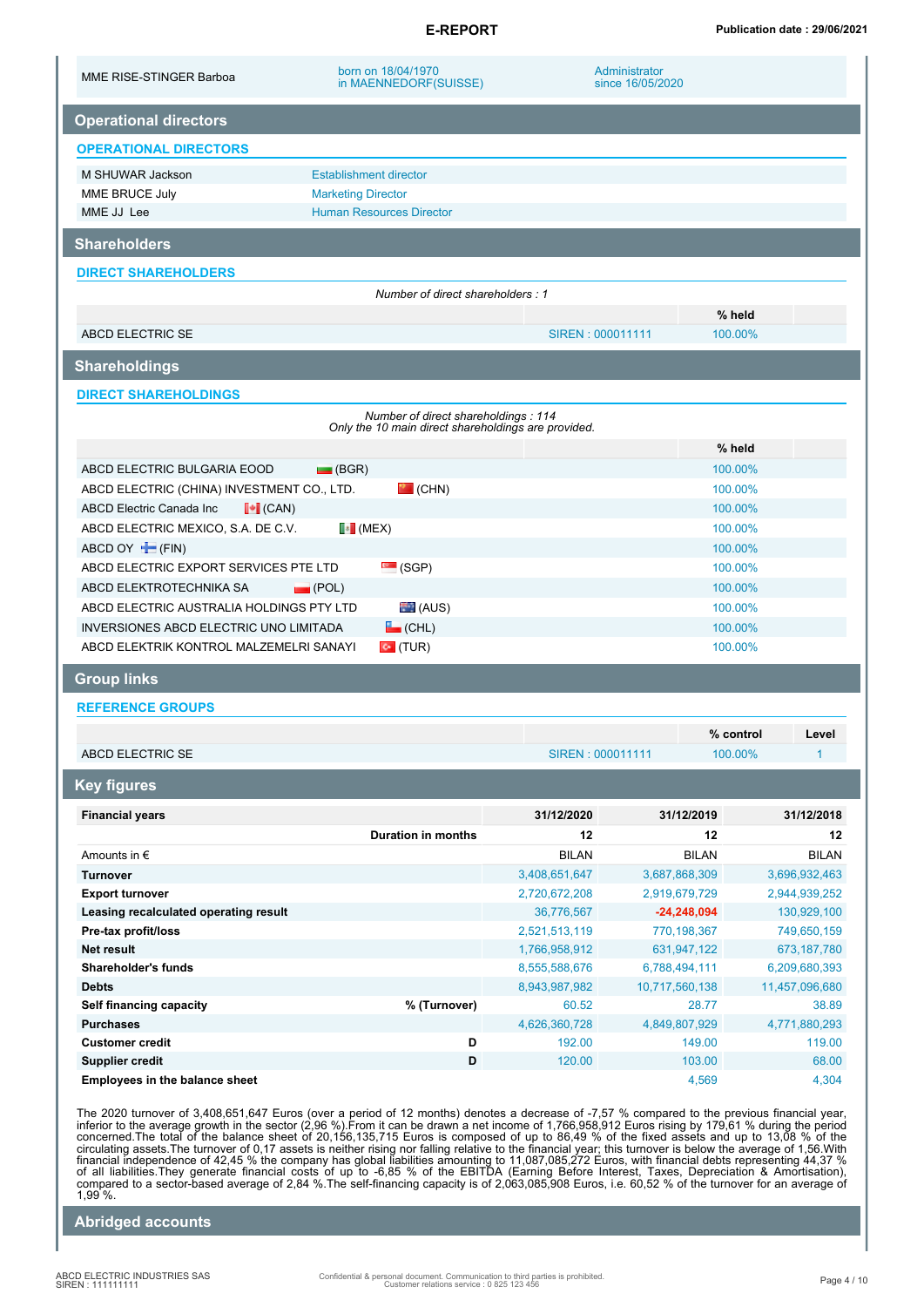| MME RISE-STINGER Barboa | born on 18/04/1970 in MAENNEDORF(SUISSE) | Administrator since 16/05/2020 |
|---|---|---|

## Operational directors

### OPERATIONAL DIRECTORS

| | |
|---|---|
| M SHUWAR Jackson | Establishment director |
| MME BRUCE July | Marketing Director |
| MME JJ Lee | Human Resources Director |

## Shareholders

### DIRECT SHAREHOLDERS

*Number of direct shareholders : 1*

| | | % held |
|---|---|---|
| ABCD ELECTRIC SE | SIREN : 000011111 | 100.00% |

## Shareholdings

### DIRECT SHAREHOLDINGS

*Number of direct shareholdings : 114*
*Only the 10 main direct shareholdings are provided.*

| | % held |
|---|---|
| ABCD ELECTRIC BULGARIA EOOD (BGR) | 100.00% |
| ABCD ELECTRIC (CHINA) INVESTMENT CO., LTD. (CHN) | 100.00% |
| ABCD Electric Canada Inc (CAN) | 100.00% |
| ABCD ELECTRIC MEXICO, S.A. DE C.V. (MEX) | 100.00% |
| ABCD OY (FIN) | 100.00% |
| ABCD ELECTRIC EXPORT SERVICES PTE LTD (SGP) | 100.00% |
| ABCD ELEKTROTECHNIKA SA (POL) | 100.00% |
| ABCD ELECTRIC AUSTRALIA HOLDINGS PTY LTD (AUS) | 100.00% |
| INVERSIONES ABCD ELECTRIC UNO LIMITADA (CHL) | 100.00% |
| ABCD ELEKTRIK KONTROL MALZEMELRI SANAYI (TUR) | 100.00% |

## Group links

### REFERENCE GROUPS

| | | % control | Level |
|---|---|---|---|
| ABCD ELECTRIC SE | SIREN : 000011111 | 100.00% | 1 |

## Key figures

| Financial years | | 31/12/2020 | 31/12/2019 | 31/12/2018 |
|---|---|---|---|---|
| | Duration in months | 12 | 12 | 12 |
| Amounts in € | | BILAN | BILAN | BILAN |
| **Turnover** | | 3,408,651,647 | 3,687,868,309 | 3,696,932,463 |
| **Export turnover** | | 2,720,672,208 | 2,919,679,729 | 2,944,939,252 |
| **Leasing recalculated operating result** | | 36,776,567 | -24,248,094 | 130,929,100 |
| **Pre-tax profit/loss** | | 2,521,513,119 | 770,198,367 | 749,650,159 |
| **Net result** | | 1,766,958,912 | 631,947,122 | 673,187,780 |
| **Shareholder's funds** | | 8,555,588,676 | 6,788,494,111 | 6,209,680,393 |
| **Debts** | | 8,943,987,982 | 10,717,560,138 | 11,457,096,680 |
| **Self financing capacity** | % (Turnover) | 60.52 | 28.77 | 38.89 |
| **Purchases** | | 4,626,360,728 | 4,849,807,929 | 4,771,880,293 |
| **Customer credit** | D | 192.00 | 149.00 | 119.00 |
| **Supplier credit** | D | 120.00 | 103.00 | 68.00 |
| **Employees in the balance sheet** | | | 4,569 | 4,304 |

The 2020 turnover of 3,408,651,647 Euros (over a period of 12 months) denotes a decrease of -7,57 % compared to the previous financial year, inferior to the average growth in the sector (2,96 %).From it can be drawn a net income of 1,766,958,912 Euros rising by 179,61 % during the period concerned.The total of the balance sheet of 20,156,135,715 Euros is composed of up to 86,49 % of the fixed assets and up to 13,08 % of the circulating assets.The turnover of 0,17 assets is neither rising nor falling relative to the financial year; this turnover is below the average of 1,56.With financial independence of 42,45 % the company has global liabilities amounting to 11,087,085,272 Euros, with financial debts representing 44,37 % of all liabilities.They generate financial costs of up to -6,85 % of the EBITDA (Earning Before Interest, Taxes, Depreciation & Amortisation), compared to a sector-based average of 2,84 %.The self-financing capacity is of 2,063,085,908 Euros, i.e. 60,52 % of the turnover for an average of 1,99 %.

## Abridged accounts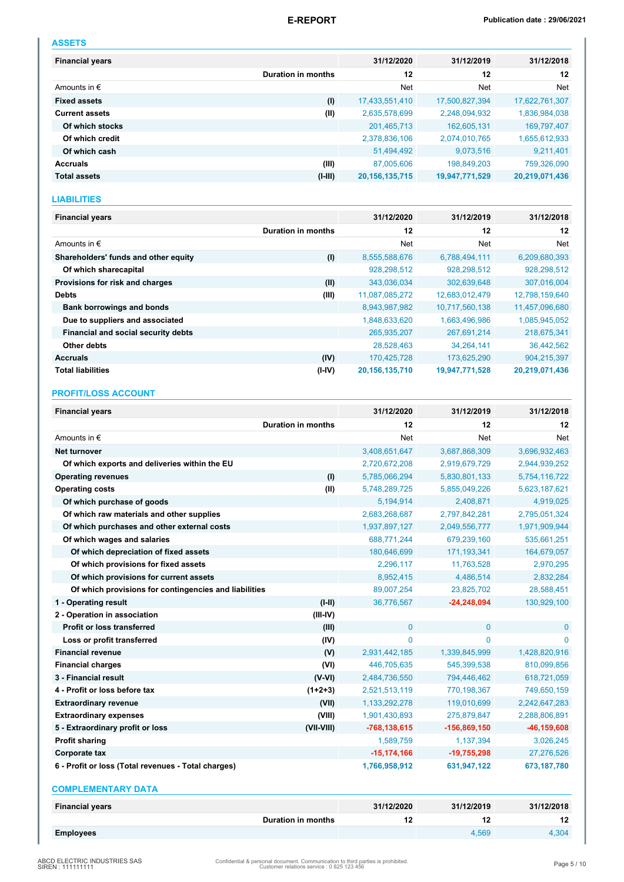## ASSETS

| Financial years | | 31/12/2020 | 31/12/2019 | 31/12/2018 |
|---|---|---|---|---|
| | Duration in months | 12 | 12 | 12 |
| Amounts in € | | Net | Net | Net |
| **Fixed assets** | (I) | 17,433,551,410 | 17,500,827,394 | 17,622,761,307 |
| **Current assets** | (II) | 2,635,578,699 | 2,248,094,932 | 1,836,984,038 |
| Of which stocks | | 201,465,713 | 162,605,131 | 169,797,407 |
| Of which credit | | 2,378,836,106 | 2,074,010,765 | 1,655,612,933 |
| Of which cash | | 51,494,492 | 9,073,516 | 9,211,401 |
| **Accruals** | (III) | 87,005,606 | 198,849,203 | 759,326,090 |
| **Total assets** | (I-III) | **20,156,135,715** | **19,947,771,529** | **20,219,071,436** |

## LIABILITIES

| Financial years | | 31/12/2020 | 31/12/2019 | 31/12/2018 |
|---|---|---|---|---|
| | Duration in months | 12 | 12 | 12 |
| Amounts in € | | Net | Net | Net |
| **Shareholders' funds and other equity** | (I) | 8,555,588,676 | 6,788,494,111 | 6,209,680,393 |
| Of which sharecapital | | 928,298,512 | 928,298,512 | 928,298,512 |
| **Provisions for risk and charges** | (II) | 343,036,034 | 302,639,648 | 307,016,004 |
| **Debts** | (III) | 11,087,085,272 | 12,683,012,479 | 12,798,159,640 |
| Bank borrowings and bonds | | 8,943,987,982 | 10,717,560,138 | 11,457,096,680 |
| Due to suppliers and associated | | 1,848,633,620 | 1,663,496,986 | 1,085,945,052 |
| Financial and social security debts | | 265,935,207 | 267,691,214 | 218,675,341 |
| Other debts | | 28,528,463 | 34,264,141 | 36,442,562 |
| **Accruals** | (IV) | 170,425,728 | 173,625,290 | 904,215,397 |
| **Total liabilities** | (I-IV) | **20,156,135,710** | **19,947,771,528** | **20,219,071,436** |

## PROFIT/LOSS ACCOUNT

| Financial years | | 31/12/2020 | 31/12/2019 | 31/12/2018 |
|---|---|---|---|---|
| | Duration in months | 12 | 12 | 12 |
| Amounts in € | | Net | Net | Net |
| **Net turnover** | | 3,408,651,647 | 3,687,868,309 | 3,696,932,463 |
| Of which exports and deliveries within the EU | | 2,720,672,208 | 2,919,679,729 | 2,944,939,252 |
| **Operating revenues** | (I) | 5,785,066,294 | 5,830,801,133 | 5,754,116,722 |
| **Operating costs** | (II) | 5,748,289,725 | 5,855,049,226 | 5,623,187,621 |
| Of which purchase of goods | | 5,194,914 | 2,408,871 | 4,919,025 |
| Of which raw materials and other supplies | | 2,683,268,687 | 2,797,842,281 | 2,795,051,324 |
| Of which purchases and other external costs | | 1,937,897,127 | 2,049,556,777 | 1,971,909,944 |
| Of which wages and salaries | | 688,771,244 | 679,239,160 | 535,661,251 |
| Of which depreciation of fixed assets | | 180,646,699 | 171,193,341 | 164,679,057 |
| Of which provisions for fixed assets | | 2,296,117 | 11,763,528 | 2,970,295 |
| Of which provisions for current assets | | 8,952,415 | 4,486,514 | 2,832,284 |
| Of which provisions for contingencies and liabilities | | 89,007,254 | 23,825,702 | 28,588,451 |
| **1 - Operating result** | (I-II) | 36,776,567 | **-24,248,094** | 130,929,100 |
| **2 - Operation in association** | (III-IV) | | | |
| Profit or loss transferred | (III) | 0 | 0 | 0 |
| Loss or profit transferred | (IV) | 0 | 0 | 0 |
| **Financial revenue** | (V) | 2,931,442,185 | 1,339,845,999 | 1,428,820,916 |
| **Financial charges** | (VI) | 446,705,635 | 545,399,538 | 810,099,856 |
| **3 - Financial result** | (V-VI) | 2,484,736,550 | 794,446,462 | 618,721,059 |
| **4 - Profit or loss before tax** | (1+2+3) | 2,521,513,119 | 770,198,367 | 749,650,159 |
| **Extraordinary revenue** | (VII) | 1,133,292,278 | 119,010,699 | 2,242,647,283 |
| **Extraordinary expenses** | (VIII) | 1,901,430,893 | 275,879,847 | 2,288,806,891 |
| **5 - Extraordinary profit or loss** | (VII-VIII) | **-768,138,615** | **-156,869,150** | **-46,159,608** |
| **Profit sharing** | | 1,589,759 | 1,137,394 | 3,026,245 |
| **Corporate tax** | | **-15,174,166** | **-19,755,298** | 27,276,526 |
| **6 - Profit or loss (Total revenues - Total charges)** | | **1,766,958,912** | **631,947,122** | **673,187,780** |

## COMPLEMENTARY DATA

| Financial years | | 31/12/2020 | 31/12/2019 | 31/12/2018 |
|---|---|---|---|---|
| | Duration in months | 12 | 12 | 12 |
| **Employees** | | | 4,569 | 4,304 |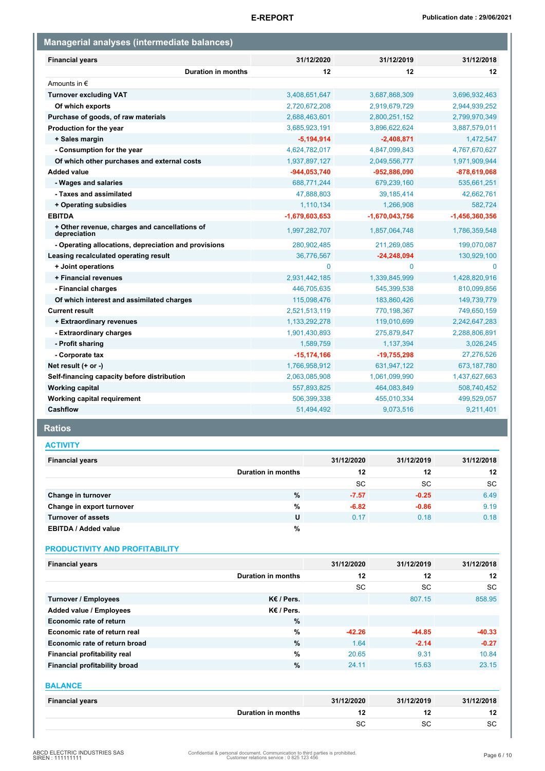## Managerial analyses (intermediate balances)

| Financial years | 31/12/2020 | 31/12/2019 | 31/12/2018 |
|---|---|---|---|
| Duration in months | 12 | 12 | 12 |
| Amounts in € | | | |
| **Turnover excluding VAT** | 3,408,651,647 | 3,687,868,309 | 3,696,932,463 |
| **Of which exports** | 2,720,672,208 | 2,919,679,729 | 2,944,939,252 |
| **Purchase of goods, of raw materials** | 2,688,463,601 | 2,800,251,152 | 2,799,970,349 |
| **Production for the year** | 3,685,923,191 | 3,896,622,624 | 3,887,579,011 |
| **+ Sales margin** | -5,194,914 | -2,408,871 | 1,472,547 |
| **- Consumption for the year** | 4,624,782,017 | 4,847,099,843 | 4,767,670,627 |
| **Of which other purchases and external costs** | 1,937,897,127 | 2,049,556,777 | 1,971,909,944 |
| **Added value** | -944,053,740 | -952,886,090 | -878,619,068 |
| **- Wages and salaries** | 688,771,244 | 679,239,160 | 535,661,251 |
| **- Taxes and assimilated** | 47,888,803 | 39,185,414 | 42,662,761 |
| **+ Operating subsidies** | 1,110,134 | 1,266,908 | 582,724 |
| **EBITDA** | -1,679,603,653 | -1,670,043,756 | -1,456,360,356 |
| **+ Other revenue, charges and cancellations of depreciation** | 1,997,282,707 | 1,857,064,748 | 1,786,359,548 |
| **- Operating allocations, depreciation and provisions** | 280,902,485 | 211,269,085 | 199,070,087 |
| **Leasing recalculated operating result** | 36,776,567 | -24,248,094 | 130,929,100 |
| **+ Joint operations** | 0 | 0 | 0 |
| **+ Financial revenues** | 2,931,442,185 | 1,339,845,999 | 1,428,820,916 |
| **- Financial charges** | 446,705,635 | 545,399,538 | 810,099,856 |
| **Of which interest and assimilated charges** | 115,098,476 | 183,860,426 | 149,739,779 |
| **Current result** | 2,521,513,119 | 770,198,367 | 749,650,159 |
| **+ Extraordinary revenues** | 1,133,292,278 | 119,010,699 | 2,242,647,283 |
| **- Extraordinary charges** | 1,901,430,893 | 275,879,847 | 2,288,806,891 |
| **- Profit sharing** | 1,589,759 | 1,137,394 | 3,026,245 |
| **- Corporate tax** | -15,174,166 | -19,755,298 | 27,276,526 |
| **Net result (+ or -)** | 1,766,958,912 | 631,947,122 | 673,187,780 |
| **Self-financing capacity before distribution** | 2,063,085,908 | 1,061,099,990 | 1,437,627,663 |
| **Working capital** | 557,893,825 | 464,083,849 | 508,740,452 |
| **Working capital requirement** | 506,399,338 | 455,010,334 | 499,529,057 |
| **Cashflow** | 51,494,492 | 9,073,516 | 9,211,401 |

## Ratios

### ACTIVITY

| Financial years | | 31/12/2020 | 31/12/2019 | 31/12/2018 |
|---|---|---|---|---|
| | Duration in months | 12 | 12 | 12 |
| | | SC | SC | SC |
| **Change in turnover** | % | -7.57 | -0.25 | 6.49 |
| **Change in export turnover** | % | -6.82 | -0.86 | 9.19 |
| **Turnover of assets** | U | 0.17 | 0.18 | 0.18 |
| **EBITDA / Added value** | % | | | |

### PRODUCTIVITY AND PROFITABILITY

| Financial years | | 31/12/2020 | 31/12/2019 | 31/12/2018 |
|---|---|---|---|---|
| | Duration in months | 12 | 12 | 12 |
| | | SC | SC | SC |
| **Turnover / Employees** | K€ / Pers. | | 807.15 | 858.95 |
| **Added value / Employees** | K€ / Pers. | | | |
| **Economic rate of return** | % | | | |
| **Economic rate of return real** | % | -42.26 | -44.85 | -40.33 |
| **Economic rate of return broad** | % | 1.64 | -2.14 | -0.27 |
| **Financial profitability real** | % | 20.65 | 9.31 | 10.84 |
| **Financial profitability broad** | % | 24.11 | 15.63 | 23.15 |

### BALANCE

| Financial years | | 31/12/2020 | 31/12/2019 | 31/12/2018 |
|---|---|---|---|---|
| | Duration in months | 12 | 12 | 12 |
| | | SC | SC | SC |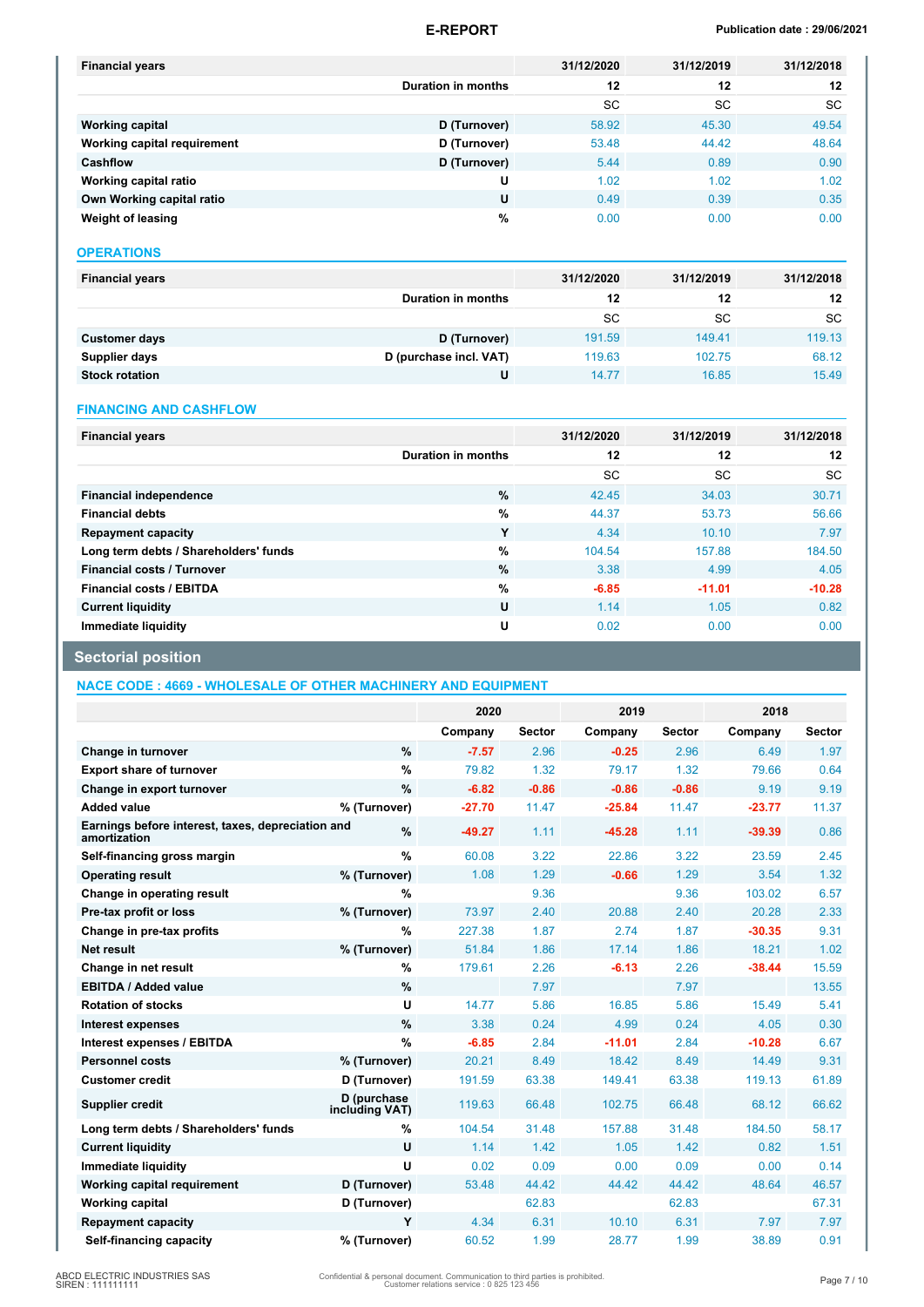| Financial years | | 31/12/2020 | 31/12/2019 | 31/12/2018 |
|---|---|---|---|---|
| | Duration in months | 12 | 12 | 12 |
| | | SC | SC | SC |
| Working capital | D (Turnover) | 58.92 | 45.30 | 49.54 |
| Working capital requirement | D (Turnover) | 53.48 | 44.42 | 48.64 |
| Cashflow | D (Turnover) | 5.44 | 0.89 | 0.90 |
| Working capital ratio | U | 1.02 | 1.02 | 1.02 |
| Own Working capital ratio | U | 0.49 | 0.39 | 0.35 |
| Weight of leasing | % | 0.00 | 0.00 | 0.00 |

## OPERATIONS

| Financial years | | 31/12/2020 | 31/12/2019 | 31/12/2018 |
|---|---|---|---|---|
| | Duration in months | 12 | 12 | 12 |
| | | SC | SC | SC |
| Customer days | D (Turnover) | 191.59 | 149.41 | 119.13 |
| Supplier days | D (purchase incl. VAT) | 119.63 | 102.75 | 68.12 |
| Stock rotation | U | 14.77 | 16.85 | 15.49 |

## FINANCING AND CASHFLOW

| Financial years | | 31/12/2020 | 31/12/2019 | 31/12/2018 |
|---|---|---|---|---|
| | Duration in months | 12 | 12 | 12 |
| | | SC | SC | SC |
| Financial independence | % | 42.45 | 34.03 | 30.71 |
| Financial debts | % | 44.37 | 53.73 | 56.66 |
| Repayment capacity | Y | 4.34 | 10.10 | 7.97 |
| Long term debts / Shareholders' funds | % | 104.54 | 157.88 | 184.50 |
| Financial costs / Turnover | % | 3.38 | 4.99 | 4.05 |
| Financial costs / EBITDA | % | -6.85 | -11.01 | -10.28 |
| Current liquidity | U | 1.14 | 1.05 | 0.82 |
| Immediate liquidity | U | 0.02 | 0.00 | 0.00 |

# Sectorial position

## NACE CODE : 4669 - WHOLESALE OF OTHER MACHINERY AND EQUIPMENT

| | | 2020 | | 2019 | | 2018 | |
|---|---|---|---|---|---|---|---|
| | | Company | Sector | Company | Sector | Company | Sector |
| Change in turnover | % | -7.57 | 2.96 | -0.25 | 2.96 | 6.49 | 1.97 |
| Export share of turnover | % | 79.82 | 1.32 | 79.17 | 1.32 | 79.66 | 0.64 |
| Change in export turnover | % | -6.82 | -0.86 | -0.86 | -0.86 | 9.19 | 9.19 |
| Added value | % (Turnover) | -27.70 | 11.47 | -25.84 | 11.47 | -23.77 | 11.37 |
| Earnings before interest, taxes, depreciation and amortization | % | -49.27 | 1.11 | -45.28 | 1.11 | -39.39 | 0.86 |
| Self-financing gross margin | % | 60.08 | 3.22 | 22.86 | 3.22 | 23.59 | 2.45 |
| Operating result | % (Turnover) | 1.08 | 1.29 | -0.66 | 1.29 | 3.54 | 1.32 |
| Change in operating result | % | | 9.36 | | 9.36 | 103.02 | 6.57 |
| Pre-tax profit or loss | % (Turnover) | 73.97 | 2.40 | 20.88 | 2.40 | 20.28 | 2.33 |
| Change in pre-tax profits | % | 227.38 | 1.87 | 2.74 | 1.87 | -30.35 | 9.31 |
| Net result | % (Turnover) | 51.84 | 1.86 | 17.14 | 1.86 | 18.21 | 1.02 |
| Change in net result | % | 179.61 | 2.26 | -6.13 | 2.26 | -38.44 | 15.59 |
| EBITDA / Added value | % | | 7.97 | | 7.97 | | 13.55 |
| Rotation of stocks | U | 14.77 | 5.86 | 16.85 | 5.86 | 15.49 | 5.41 |
| Interest expenses | % | 3.38 | 0.24 | 4.99 | 0.24 | 4.05 | 0.30 |
| Interest expenses / EBITDA | % | -6.85 | 2.84 | -11.01 | 2.84 | -10.28 | 6.67 |
| Personnel costs | % (Turnover) | 20.21 | 8.49 | 18.42 | 8.49 | 14.49 | 9.31 |
| Customer credit | D (Turnover) | 191.59 | 63.38 | 149.41 | 63.38 | 119.13 | 61.89 |
| Supplier credit | D (purchase including VAT) | 119.63 | 66.48 | 102.75 | 66.48 | 68.12 | 66.62 |
| Long term debts / Shareholders' funds | % | 104.54 | 31.48 | 157.88 | 31.48 | 184.50 | 58.17 |
| Current liquidity | U | 1.14 | 1.42 | 1.05 | 1.42 | 0.82 | 1.51 |
| Immediate liquidity | U | 0.02 | 0.09 | 0.00 | 0.09 | 0.00 | 0.14 |
| Working capital requirement | D (Turnover) | 53.48 | 44.42 | 44.42 | 44.42 | 48.64 | 46.57 |
| Working capital | D (Turnover) | | 62.83 | | 62.83 | | 67.31 |
| Repayment capacity | Y | 4.34 | 6.31 | 10.10 | 6.31 | 7.97 | 7.97 |
| Self-financing capacity | % (Turnover) | 60.52 | 1.99 | 28.77 | 1.99 | 38.89 | 0.91 |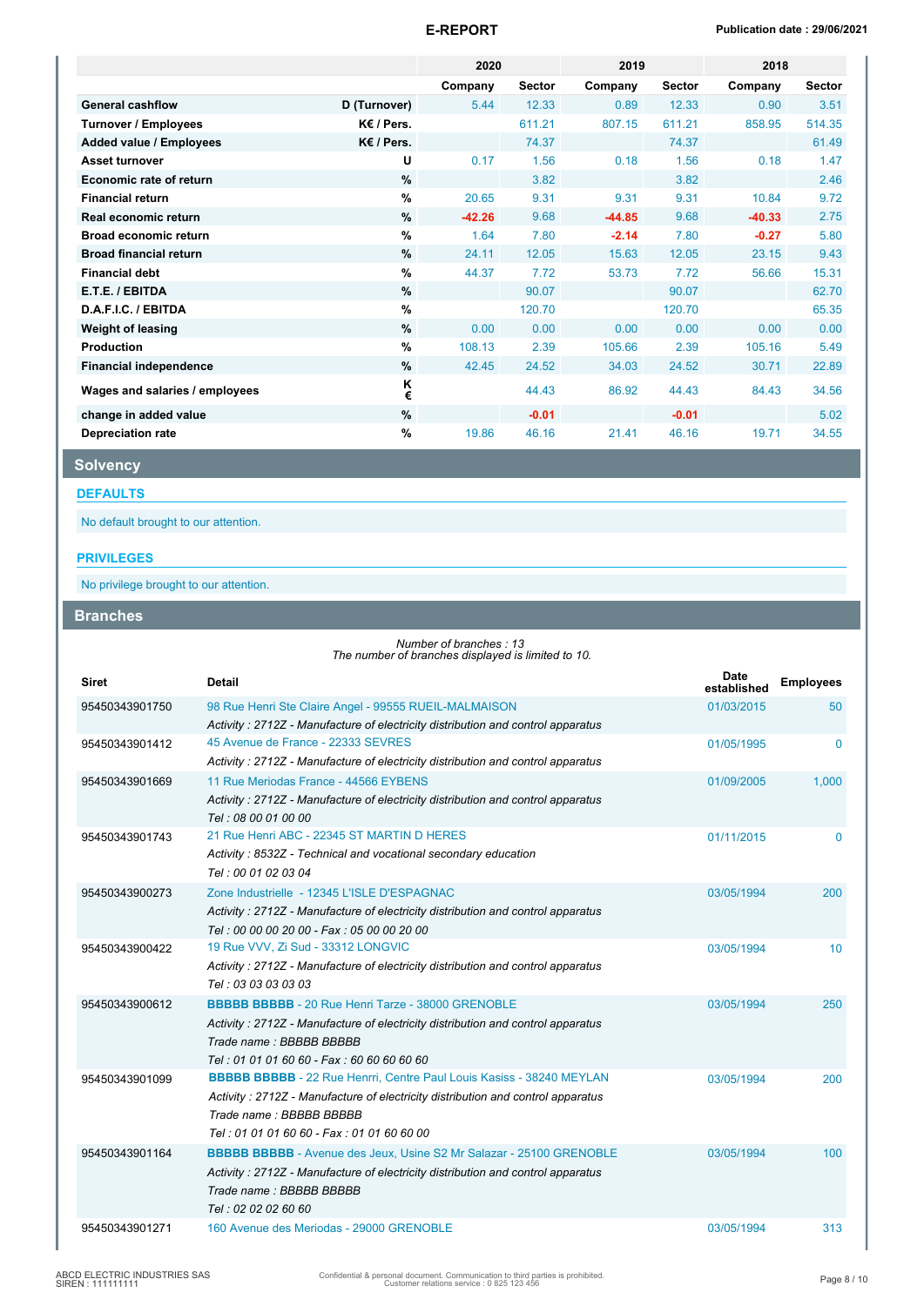| | | 2020 | | 2019 | | 2018 | |
|---|---|---|---|---|---|---|---|
| | | Company | Sector | Company | Sector | Company | Sector |
| **General cashflow** | **D (Turnover)** | 5.44 | 12.33 | 0.89 | 12.33 | 0.90 | 3.51 |
| **Turnover / Employees** | **K€ / Pers.** | | 611.21 | 807.15 | 611.21 | 858.95 | 514.35 |
| **Added value / Employees** | **K€ / Pers.** | | 74.37 | | 74.37 | | 61.49 |
| **Asset turnover** | **U** | 0.17 | 1.56 | 0.18 | 1.56 | 0.18 | 1.47 |
| **Economic rate of return** | **%** | | 3.82 | | 3.82 | | 2.46 |
| **Financial return** | **%** | 20.65 | 9.31 | 9.31 | 9.31 | 10.84 | 9.72 |
| **Real economic return** | **%** | -42.26 | 9.68 | -44.85 | 9.68 | -40.33 | 2.75 |
| **Broad economic return** | **%** | 1.64 | 7.80 | -2.14 | 7.80 | -0.27 | 5.80 |
| **Broad financial return** | **%** | 24.11 | 12.05 | 15.63 | 12.05 | 23.15 | 9.43 |
| **Financial debt** | **%** | 44.37 | 7.72 | 53.73 | 7.72 | 56.66 | 15.31 |
| **E.T.E. / EBITDA** | **%** | | 90.07 | | 90.07 | | 62.70 |
| **D.A.F.I.C. / EBITDA** | **%** | | 120.70 | | 120.70 | | 65.35 |
| **Weight of leasing** | **%** | 0.00 | 0.00 | 0.00 | 0.00 | 0.00 | 0.00 |
| **Production** | **%** | 108.13 | 2.39 | 105.66 | 2.39 | 105.16 | 5.49 |
| **Financial independence** | **%** | 42.45 | 24.52 | 34.03 | 24.52 | 30.71 | 22.89 |
| **Wages and salaries / employees** | **K €** | | 44.43 | 86.92 | 44.43 | 84.43 | 34.56 |
| **change in added value** | **%** | | -0.01 | | -0.01 | | 5.02 |
| **Depreciation rate** | **%** | 19.86 | 46.16 | 21.41 | 46.16 | 19.71 | 34.55 |

## Solvency

### DEFAULTS

No default brought to our attention.

### PRIVILEGES

No privilege brought to our attention.

## Branches

*Number of branches : 13*
*The number of branches displayed is limited to 10.*

| Siret | Detail | Date established | Employees |
|---|---|---|---|
| 95450343901750 | 98 Rue Henri Ste Claire Angel - 99555 RUEIL-MALMAISON<br>*Activity : 2712Z - Manufacture of electricity distribution and control apparatus* | 01/03/2015 | 50 |
| 95450343901412 | 45 Avenue de France - 22333 SEVRES<br>*Activity : 2712Z - Manufacture of electricity distribution and control apparatus* | 01/05/1995 | 0 |
| 95450343901669 | 11 Rue Meriodas France - 44566 EYBENS<br>*Activity : 2712Z - Manufacture of electricity distribution and control apparatus*<br>*Tel : 08 00 01 00 00* | 01/09/2005 | 1,000 |
| 95450343901743 | 21 Rue Henri ABC - 22345 ST MARTIN D HERES<br>*Activity : 8532Z - Technical and vocational secondary education*<br>*Tel : 00 01 02 03 04* | 01/11/2015 | 0 |
| 95450343900273 | Zone Industrielle - 12345 L'ISLE D'ESPAGNAC<br>*Activity : 2712Z - Manufacture of electricity distribution and control apparatus*<br>*Tel : 00 00 00 20 00 - Fax : 05 00 00 20 00* | 03/05/1994 | 200 |
| 95450343900422 | 19 Rue VVV, Zi Sud - 33312 LONGVIC<br>*Activity : 2712Z - Manufacture of electricity distribution and control apparatus*<br>*Tel : 03 03 03 03 03* | 03/05/1994 | 10 |
| 95450343900612 | **BBBBB BBBBB** - 20 Rue Henri Tarze - 38000 GRENOBLE<br>*Activity : 2712Z - Manufacture of electricity distribution and control apparatus*<br>*Trade name : BBBBB BBBBB*<br>*Tel : 01 01 01 60 60 - Fax : 60 60 60 60 60* | 03/05/1994 | 250 |
| 95450343901099 | **BBBBB BBBBB** - 22 Rue Henrri, Centre Paul Louis Kasiss - 38240 MEYLAN<br>*Activity : 2712Z - Manufacture of electricity distribution and control apparatus*<br>*Trade name : BBBBB BBBBB*<br>*Tel : 01 01 01 60 60 - Fax : 01 01 60 60 00* | 03/05/1994 | 200 |
| 95450343901164 | **BBBBB BBBBB** - Avenue des Jeux, Usine S2 Mr Salazar - 25100 GRENOBLE<br>*Activity : 2712Z - Manufacture of electricity distribution and control apparatus*<br>*Trade name : BBBBB BBBBB*<br>*Tel : 02 02 02 60 60* | 03/05/1994 | 100 |
| 95450343901271 | 160 Avenue des Meriodas - 29000 GRENOBLE | 03/05/1994 | 313 |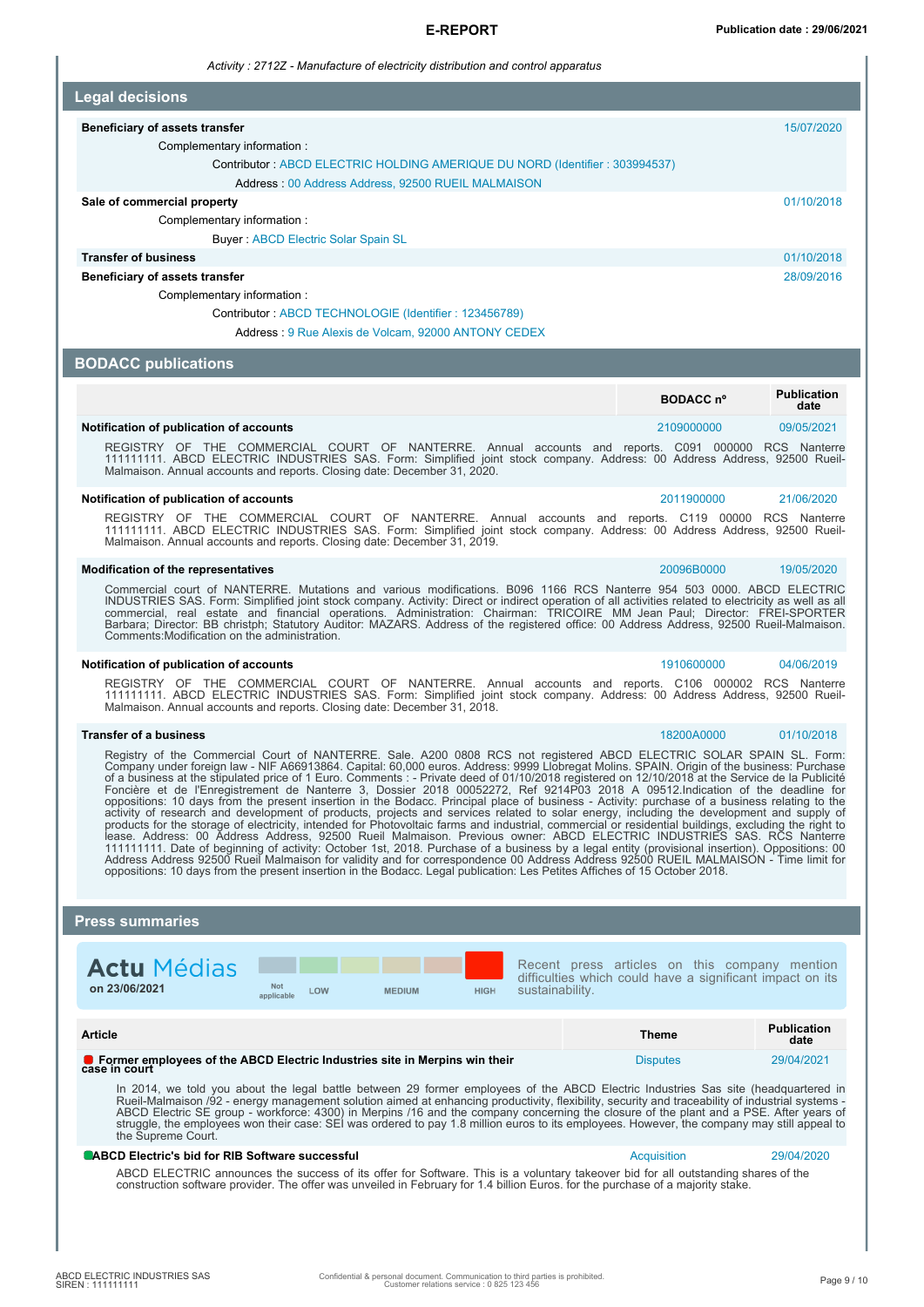*Activity : 2712Z - Manufacture of electricity distribution and control apparatus*

## Legal decisions

| | |
|---|---|
| **Beneficiary of assets transfer** | 15/07/2020 |
| Complementary information : | |
| Contributor : ABCD ELECTRIC HOLDING AMERIQUE DU NORD (Identifier : 303994537) | |
| Address : 00 Address Address, 92500 RUEIL MALMAISON | |
| **Sale of commercial property** | 01/10/2018 |
| Complementary information : | |
| Buyer : ABCD Electric Solar Spain SL | |
| **Transfer of business** | 01/10/2018 |
| **Beneficiary of assets transfer** | 28/09/2016 |
| Complementary information : | |
| Contributor : ABCD TECHNOLOGIE (Identifier : 123456789) | |
| Address : 9 Rue Alexis de Volcam, 92000 ANTONY CEDEX | |

## BODACC publications

| | BODACC n° | Publication date |
|---|---|---|
| **Notification of publication of accounts** | 2109000000 | 09/05/2021 |

REGISTRY OF THE COMMERCIAL COURT OF NANTERRE. Annual accounts and reports. C091 000000 RCS Nanterre 111111111. ABCD ELECTRIC INDUSTRIES SAS. Form: Simplified joint stock company. Address: 00 Address Address, 92500 Rueil-Malmaison. Annual accounts and reports. Closing date: December 31, 2020.

| | BODACC n° | Publication date |
|---|---|---|
| **Notification of publication of accounts** | 2011900000 | 21/06/2020 |

REGISTRY OF THE COMMERCIAL COURT OF NANTERRE. Annual accounts and reports. C119 00000 RCS Nanterre 111111111. ABCD ELECTRIC INDUSTRIES SAS. Form: Simplified joint stock company. Address: 00 Address Address, 92500 Rueil-Malmaison. Annual accounts and reports. Closing date: December 31, 2019.

| | BODACC n° | Publication date |
|---|---|---|
| **Modification of the representatives** | 20096B0000 | 19/05/2020 |

Commercial court of NANTERRE. Mutations and various modifications. B096 1166 RCS Nanterre 954 503 0000. ABCD ELECTRIC INDUSTRIES SAS. Form: Simplified joint stock company. Activity: Direct or indirect operation of all activities related to electricity as well as all commercial, real estate and financial operations. Administration: Chairman: TRICOIRE MM Jean Paul; Director: FREI-SPORTER Barbara; Director: BB christph; Statutory Auditor: MAZARS. Address of the registered office: 00 Address Address, 92500 Rueil-Malmaison. Comments:Modification on the administration.

| | BODACC n° | Publication date |
|---|---|---|
| **Notification of publication of accounts** | 1910600000 | 04/06/2019 |

REGISTRY OF THE COMMERCIAL COURT OF NANTERRE. Annual accounts and reports. C106 000002 RCS Nanterre 111111111. ABCD ELECTRIC INDUSTRIES SAS. Form: Simplified joint stock company. Address: 00 Address Address, 92500 Rueil-Malmaison. Annual accounts and reports. Closing date: December 31, 2018.

| | BODACC n° | Publication date |
|---|---|---|
| **Transfer of a business** | 18200A0000 | 01/10/2018 |

Registry of the Commercial Court of NANTERRE. Sale. A200 0808 RCS not registered ABCD ELECTRIC SOLAR SPAIN SL. Form: Company under foreign law - NIF A66913864. Capital: 60,000 euros. Address: 9999 Llobregat Molins. SPAIN. Origin of the business: Purchase of a business at the stipulated price of 1 Euro. Comments : - Private deed of 01/10/2018 registered on 12/10/2018 at the Service de la Publicité Foncière et de l'Enregistrement de Nanterre 3, Dossier 2018 00052272, Ref 9214P03 2018 A 09512.Indication of the deadline for oppositions: 10 days from the present insertion in the Bodacc. Principal place of business - Activity: purchase of a business relating to the activity of research and development of products, projects and services related to solar energy, including the development and supply of products for the storage of electricity, intended for Photovoltaic farms and industrial, commercial or residential buildings, excluding the right to lease. Address: 00 Address Address, 92500 Rueil Malmaison. Previous owner: ABCD ELECTRIC INDUSTRIES SAS. RCS Nanterre 111111111. Date of beginning of activity: October 1st, 2018. Purchase of a business by a legal entity (provisional insertion). Oppositions: 00 Address Address 92500 Rueil Malmaison for validity and for correspondence 00 Address Address 92500 RUEIL MALMAISON - Time limit for oppositions: 10 days from the present insertion in the Bodacc. Legal publication: Les Petites Affiches of 15 October 2018.

## Press summaries

**Actu Médias** on 23/06/2021

Not applicable | LOW | MEDIUM | HIGH

Recent press articles on this company mention difficulties which could have a significant impact on its sustainability.

| Article | Theme | Publication date |
|---|---|---|
| **Former employees of the ABCD Electric Industries site in Merpins win their case in court** | Disputes | 29/04/2021 |

In 2014, we told you about the legal battle between 29 former employees of the ABCD Electric Industries Sas site (headquartered in Rueil-Malmaison /92 - energy management solution aimed at enhancing productivity, flexibility, security and traceability of industrial systems - ABCD Electric SE group - workforce: 4300) in Merpins /16 and the company concerning the closure of the plant and a PSE. After years of struggle, the employees won their case: SEI was ordered to pay 1.8 million euros to its employees. However, the company may still appeal to the Supreme Court.

| Article | Theme | Publication date |
|---|---|---|
| **ABCD Electric's bid for RIB Software successful** | Acquisition | 29/04/2020 |

ABCD ELECTRIC announces the success of its offer for Software. This is a voluntary takeover bid for all outstanding shares of the construction software provider. The offer was unveiled in February for 1.4 billion Euros. for the purchase of a majority stake.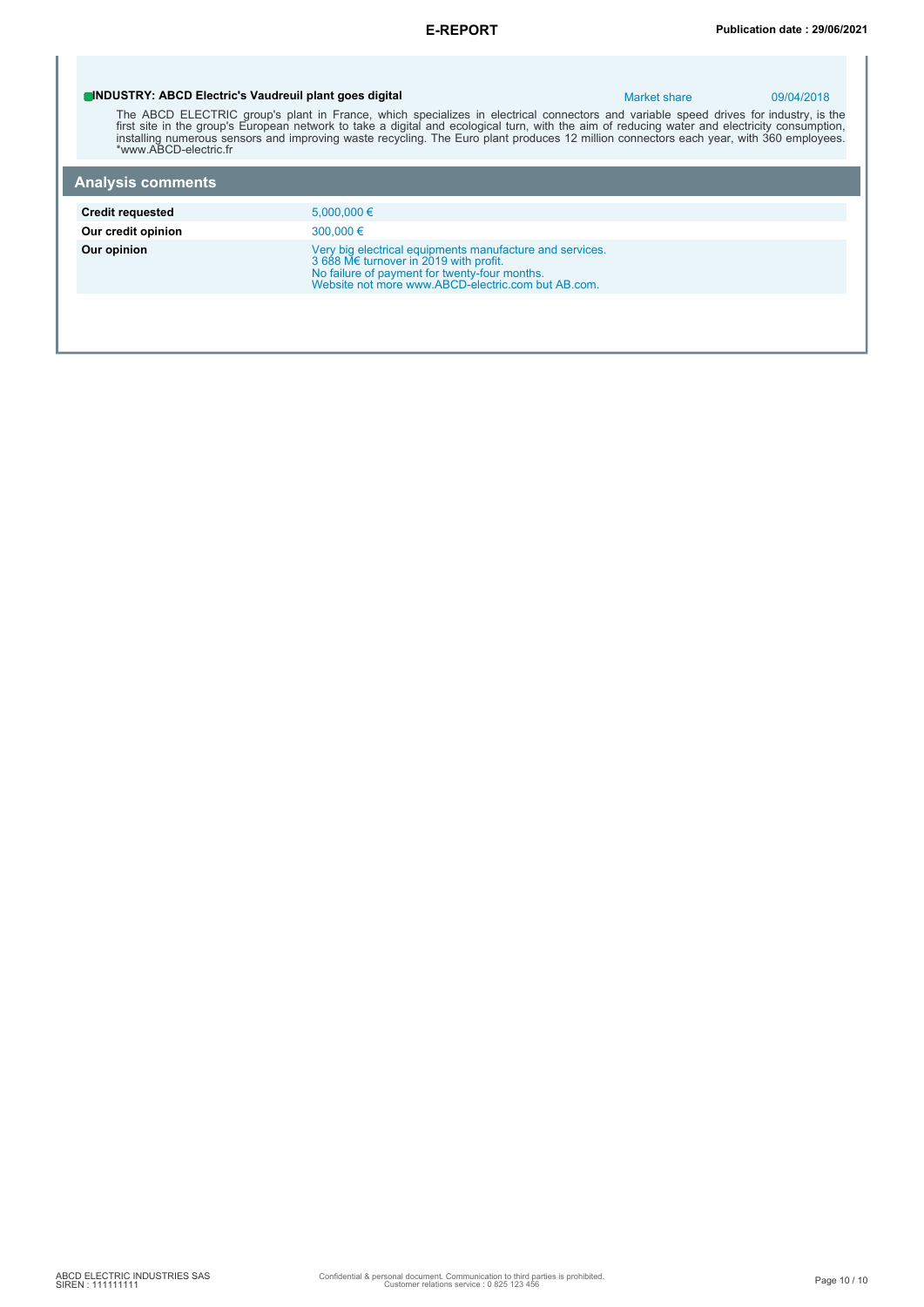**INDUSTRY: ABCD Electric's Vaudreuil plant goes digital** | Market share | 09/04/2018

The ABCD ELECTRIC group's plant in France, which specializes in electrical connectors and variable speed drives for industry, is the first site in the group's European network to take a digital and ecological turn, with the aim of reducing water and electricity consumption, installing numerous sensors and improving waste recycling. The Euro plant produces 12 million connectors each year, with 360 employees.
*www.ABCD-electric.fr

## Analysis comments

| | |
|---|---|
| **Credit requested** | 5,000,000 € |
| **Our credit opinion** | 300,000 € |
| **Our opinion** | Very big electrical equipments manufacture and services.<br>3 688 M€ turnover in 2019 with profit.<br>No failure of payment for twenty-four months.<br>Website not more www.ABCD-electric.com but AB.com. |

ABCD ELECTRIC INDUSTRIES SAS
SIREN : 111111111

Confidential & personal document. Communication to third parties is prohibited.
Customer relations service : 0 825 123 456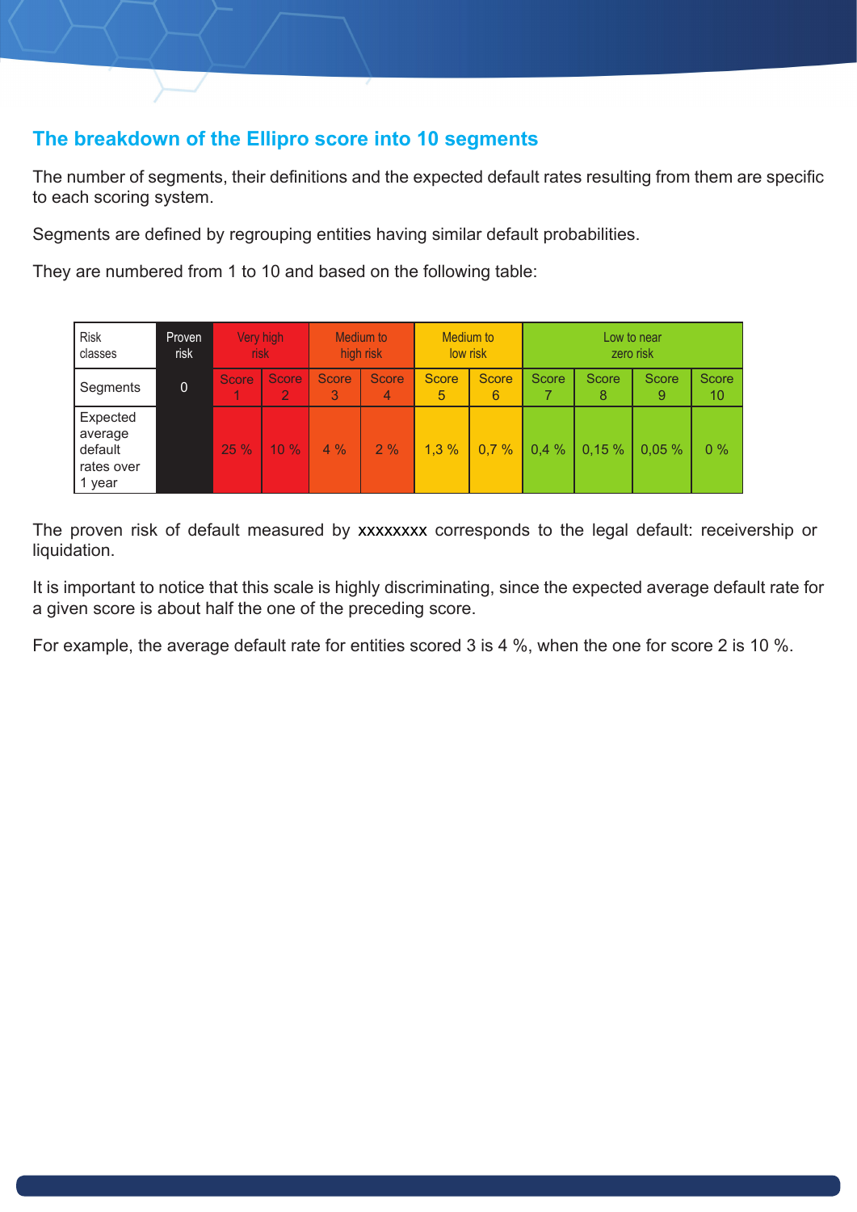## The breakdown of the Ellipro score into 10 segments

The number of segments, their definitions and the expected default rates resulting from them are specific to each scoring system.

Segments are defined by regrouping entities having similar default probabilities.

They are numbered from 1 to 10 and based on the following table:

| Risk classes | Proven risk | Very high risk | | Medium to high risk | | Medium to low risk | | Low to near zero risk | | | |
|---|---|---|---|---|---|---|---|---|---|---|---|
| Segments | 0 | Score 1 | Score 2 | Score 3 | Score 4 | Score 5 | Score 6 | Score 7 | Score 8 | Score 9 | Score 10 |
| Expected average default rates over 1 year | | 25 % | 10 % | 4 % | 2 % | 1,3 % | 0,7 % | 0,4 % | 0,15 % | 0,05 % | 0 % |

The proven risk of default measured by xxxxxxxx corresponds to the legal default: receivership or liquidation.

It is important to notice that this scale is highly discriminating, since the expected average default rate for a given score is about half the one of the preceding score.

For example, the average default rate for entities scored 3 is 4 %, when the one for score 2 is 10 %.